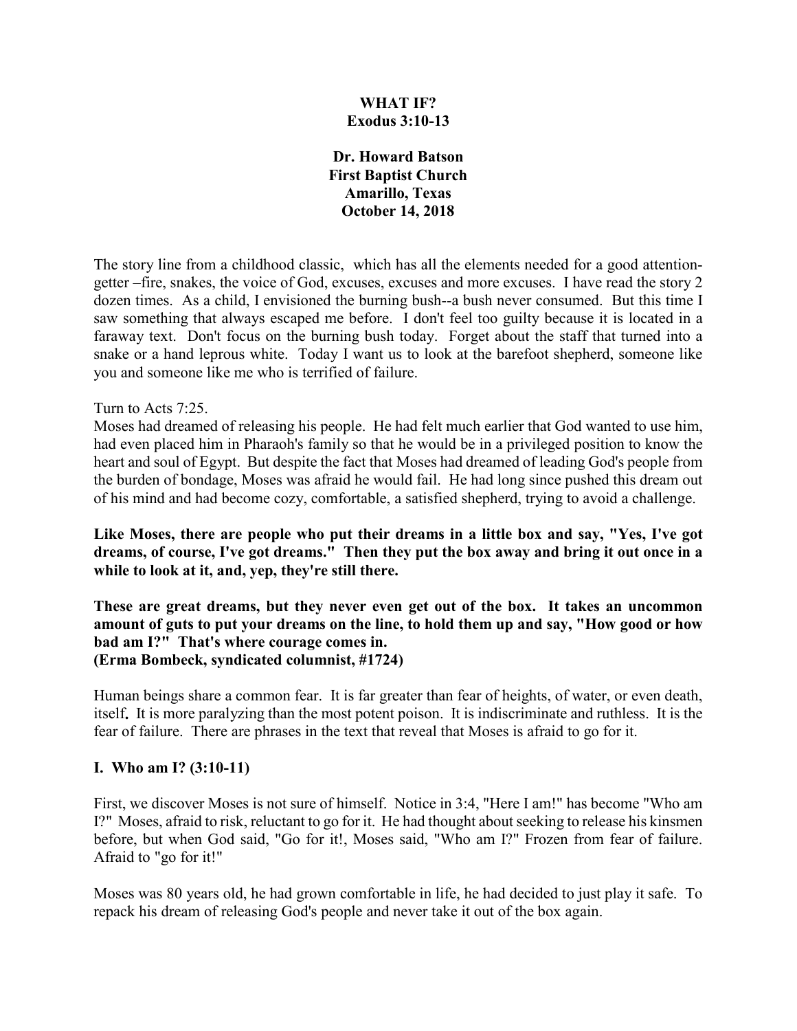**WHAT IF?**
**Exodus 3:10-13**

**Dr. Howard Batson**
**First Baptist Church**
**Amarillo, Texas**
**October 14, 2018**

The story line from a childhood classic, which has all the elements needed for a good attention-getter –fire, snakes, the voice of God, excuses, excuses and more excuses. I have read the story 2 dozen times. As a child, I envisioned the burning bush--a bush never consumed. But this time I saw something that always escaped me before. I don't feel too guilty because it is located in a faraway text. Don't focus on the burning bush today. Forget about the staff that turned into a snake or a hand leprous white. Today I want us to look at the barefoot shepherd, someone like you and someone like me who is terrified of failure.

Turn to Acts 7:25.
Moses had dreamed of releasing his people. He had felt much earlier that God wanted to use him, had even placed him in Pharaoh's family so that he would be in a privileged position to know the heart and soul of Egypt. But despite the fact that Moses had dreamed of leading God's people from the burden of bondage, Moses was afraid he would fail. He had long since pushed this dream out of his mind and had become cozy, comfortable, a satisfied shepherd, trying to avoid a challenge.

**Like Moses, there are people who put their dreams in a little box and say, "Yes, I've got dreams, of course, I've got dreams." Then they put the box away and bring it out once in a while to look at it, and, yep, they're still there.**

**These are great dreams, but they never even get out of the box. It takes an uncommon amount of guts to put your dreams on the line, to hold them up and say, "How good or how bad am I?" That's where courage comes in.**
**(Erma Bombeck, syndicated columnist, #1724)**

Human beings share a common fear. It is far greater than fear of heights, of water, or even death, itself**.** It is more paralyzing than the most potent poison. It is indiscriminate and ruthless. It is the fear of failure. There are phrases in the text that reveal that Moses is afraid to go for it.

## I. Who am I? (3:10-11)

First, we discover Moses is not sure of himself. Notice in 3:4, "Here I am!" has become "Who am I?" Moses, afraid to risk, reluctant to go for it. He had thought about seeking to release his kinsmen before, but when God said, "Go for it!, Moses said, "Who am I?" Frozen from fear of failure. Afraid to "go for it!"

Moses was 80 years old, he had grown comfortable in life, he had decided to just play it safe. To repack his dream of releasing God's people and never take it out of the box again.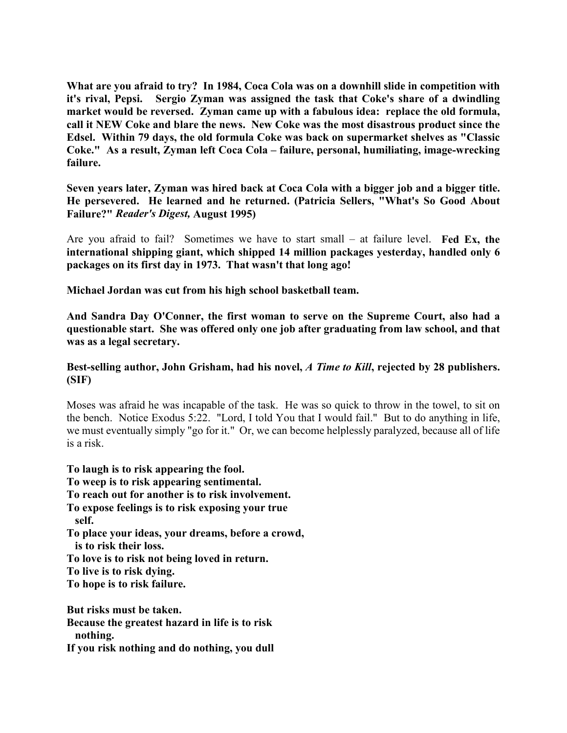**What are you afraid to try? In 1984, Coca Cola was on a downhill slide in competition with it's rival, Pepsi. Sergio Zyman was assigned the task that Coke's share of a dwindling market would be reversed. Zyman came up with a fabulous idea: replace the old formula, call it NEW Coke and blare the news. New Coke was the most disastrous product since the Edsel. Within 79 days, the old formula Coke was back on supermarket shelves as "Classic Coke." As a result, Zyman left Coca Cola – failure, personal, humiliating, image-wrecking failure.**

**Seven years later, Zyman was hired back at Coca Cola with a bigger job and a bigger title. He persevered. He learned and he returned. (Patricia Sellers, "What's So Good About Failure?" *Reader's Digest,* August 1995)**

Are you afraid to fail? Sometimes we have to start small – at failure level. **Fed Ex, the international shipping giant, which shipped 14 million packages yesterday, handled only 6 packages on its first day in 1973. That wasn't that long ago!**

**Michael Jordan was cut from his high school basketball team.**

**And Sandra Day O'Conner, the first woman to serve on the Supreme Court, also had a questionable start. She was offered only one job after graduating from law school, and that was as a legal secretary.**

**Best-selling author, John Grisham, had his novel, *A Time to Kill*, rejected by 28 publishers. (SIF)**

Moses was afraid he was incapable of the task. He was so quick to throw in the towel, to sit on the bench. Notice Exodus 5:22. "Lord, I told You that I would fail." But to do anything in life, we must eventually simply "go for it." Or, we can become helplessly paralyzed, because all of life is a risk.

**To laugh is to risk appearing the fool.**
**To weep is to risk appearing sentimental.**
**To reach out for another is to risk involvement.**
**To expose feelings is to risk exposing your true self.**
**To place your ideas, your dreams, before a crowd, is to risk their loss.**
**To love is to risk not being loved in return.**
**To live is to risk dying.**
**To hope is to risk failure.**

**But risks must be taken.**
**Because the greatest hazard in life is to risk nothing.**
**If you risk nothing and do nothing, you dull**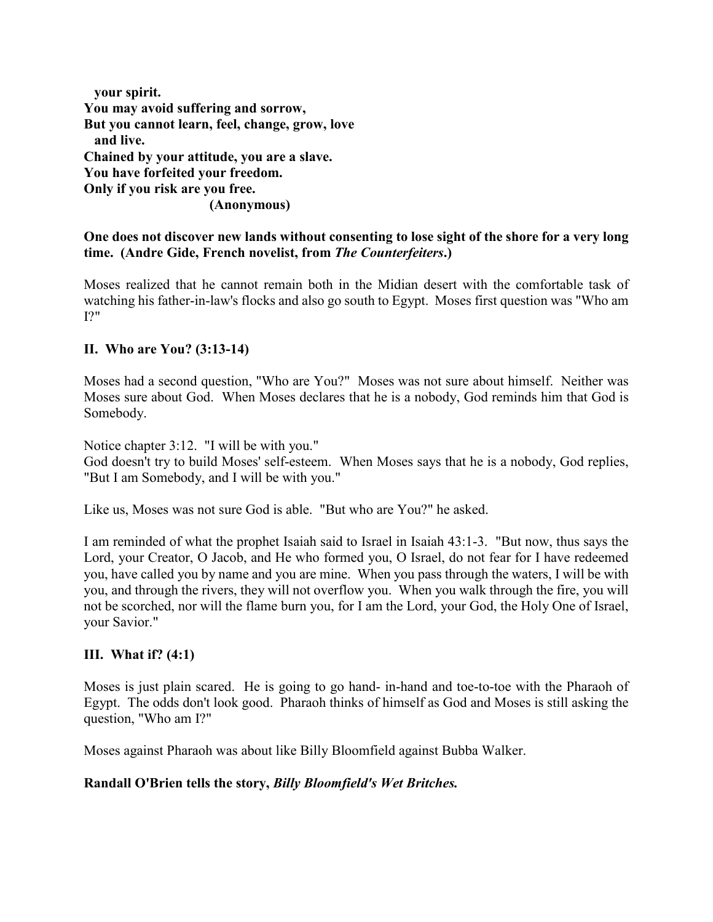**your spirit.**
**You may avoid suffering and sorrow,**
**But you cannot learn, feel, change, grow, love and live.**
**Chained by your attitude, you are a slave.**
**You have forfeited your freedom.**
**Only if you risk are you free.**
**(Anonymous)**

**One does not discover new lands without consenting to lose sight of the shore for a very long time. (Andre Gide, French novelist, from *The Counterfeiters*.)**

Moses realized that he cannot remain both in the Midian desert with the comfortable task of watching his father-in-law's flocks and also go south to Egypt. Moses first question was "Who am I?"

## II. Who are You? (3:13-14)

Moses had a second question, "Who are You?" Moses was not sure about himself. Neither was Moses sure about God. When Moses declares that he is a nobody, God reminds him that God is Somebody.

Notice chapter 3:12. "I will be with you."
God doesn't try to build Moses' self-esteem. When Moses says that he is a nobody, God replies, "But I am Somebody, and I will be with you."

Like us, Moses was not sure God is able. "But who are You?" he asked.

I am reminded of what the prophet Isaiah said to Israel in Isaiah 43:1-3. "But now, thus says the Lord, your Creator, O Jacob, and He who formed you, O Israel, do not fear for I have redeemed you, have called you by name and you are mine. When you pass through the waters, I will be with you, and through the rivers, they will not overflow you. When you walk through the fire, you will not be scorched, nor will the flame burn you, for I am the Lord, your God, the Holy One of Israel, your Savior."

## III. What if? (4:1)

Moses is just plain scared. He is going to go hand- in-hand and toe-to-toe with the Pharaoh of Egypt. The odds don't look good. Pharaoh thinks of himself as God and Moses is still asking the question, "Who am I?"

Moses against Pharaoh was about like Billy Bloomfield against Bubba Walker.

**Randall O'Brien tells the story, *Billy Bloomfield's Wet Britches.***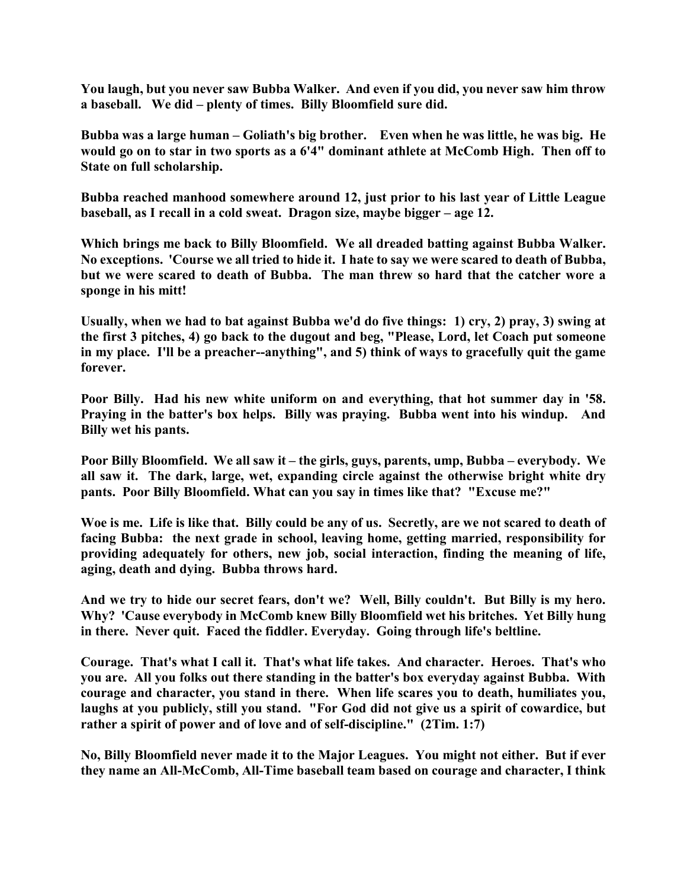**You laugh, but you never saw Bubba Walker. And even if you did, you never saw him throw a baseball. We did – plenty of times. Billy Bloomfield sure did.**

**Bubba was a large human – Goliath's big brother. Even when he was little, he was big. He would go on to star in two sports as a 6'4" dominant athlete at McComb High. Then off to State on full scholarship.**

**Bubba reached manhood somewhere around 12, just prior to his last year of Little League baseball, as I recall in a cold sweat. Dragon size, maybe bigger – age 12.**

**Which brings me back to Billy Bloomfield. We all dreaded batting against Bubba Walker. No exceptions. 'Course we all tried to hide it. I hate to say we were scared to death of Bubba, but we were scared to death of Bubba. The man threw so hard that the catcher wore a sponge in his mitt!**

**Usually, when we had to bat against Bubba we'd do five things: 1) cry, 2) pray, 3) swing at the first 3 pitches, 4) go back to the dugout and beg, "Please, Lord, let Coach put someone in my place. I'll be a preacher--anything", and 5) think of ways to gracefully quit the game forever.**

**Poor Billy. Had his new white uniform on and everything, that hot summer day in '58. Praying in the batter's box helps. Billy was praying. Bubba went into his windup. And Billy wet his pants.**

**Poor Billy Bloomfield. We all saw it – the girls, guys, parents, ump, Bubba – everybody. We all saw it. The dark, large, wet, expanding circle against the otherwise bright white dry pants. Poor Billy Bloomfield. What can you say in times like that? "Excuse me?"**

**Woe is me. Life is like that. Billy could be any of us. Secretly, are we not scared to death of facing Bubba: the next grade in school, leaving home, getting married, responsibility for providing adequately for others, new job, social interaction, finding the meaning of life, aging, death and dying. Bubba throws hard.**

**And we try to hide our secret fears, don't we? Well, Billy couldn't. But Billy is my hero. Why? 'Cause everybody in McComb knew Billy Bloomfield wet his britches. Yet Billy hung in there. Never quit. Faced the fiddler. Everyday. Going through life's beltline.**

**Courage. That's what I call it. That's what life takes. And character. Heroes. That's who you are. All you folks out there standing in the batter's box everyday against Bubba. With courage and character, you stand in there. When life scares you to death, humiliates you, laughs at you publicly, still you stand. "For God did not give us a spirit of cowardice, but rather a spirit of power and of love and of self-discipline." (2Tim. 1:7)**

**No, Billy Bloomfield never made it to the Major Leagues. You might not either. But if ever they name an All-McComb, All-Time baseball team based on courage and character, I think**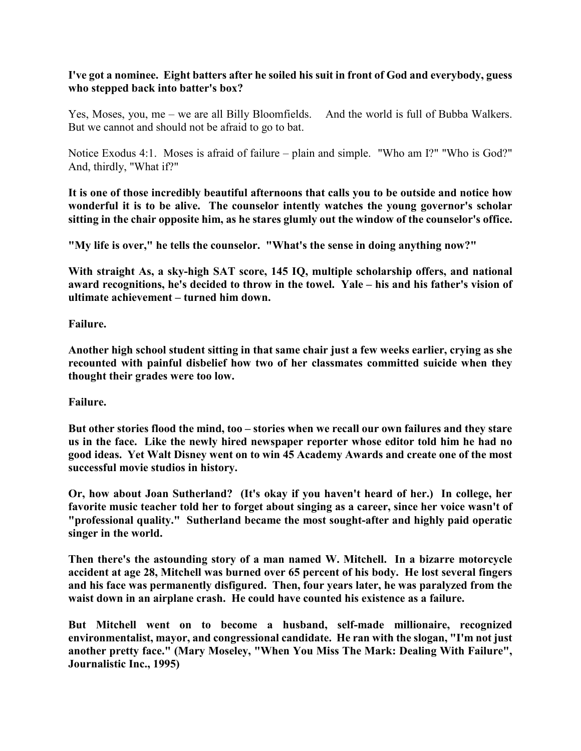**I've got a nominee. Eight batters after he soiled his suit in front of God and everybody, guess who stepped back into batter's box?**

Yes, Moses, you, me – we are all Billy Bloomfields. And the world is full of Bubba Walkers. But we cannot and should not be afraid to go to bat.

Notice Exodus 4:1. Moses is afraid of failure – plain and simple. "Who am I?" "Who is God?" And, thirdly, "What if?"

**It is one of those incredibly beautiful afternoons that calls you to be outside and notice how wonderful it is to be alive. The counselor intently watches the young governor's scholar sitting in the chair opposite him, as he stares glumly out the window of the counselor's office.**

**"My life is over," he tells the counselor. "What's the sense in doing anything now?"**

**With straight As, a sky-high SAT score, 145 IQ, multiple scholarship offers, and national award recognitions, he's decided to throw in the towel. Yale – his and his father's vision of ultimate achievement – turned him down.**

**Failure.**

**Another high school student sitting in that same chair just a few weeks earlier, crying as she recounted with painful disbelief how two of her classmates committed suicide when they thought their grades were too low.**

**Failure.**

**But other stories flood the mind, too – stories when we recall our own failures and they stare us in the face. Like the newly hired newspaper reporter whose editor told him he had no good ideas. Yet Walt Disney went on to win 45 Academy Awards and create one of the most successful movie studios in history.**

**Or, how about Joan Sutherland? (It's okay if you haven't heard of her.) In college, her favorite music teacher told her to forget about singing as a career, since her voice wasn't of "professional quality." Sutherland became the most sought-after and highly paid operatic singer in the world.**

**Then there's the astounding story of a man named W. Mitchell. In a bizarre motorcycle accident at age 28, Mitchell was burned over 65 percent of his body. He lost several fingers and his face was permanently disfigured. Then, four years later, he was paralyzed from the waist down in an airplane crash. He could have counted his existence as a failure.**

**But Mitchell went on to become a husband, self-made millionaire, recognized environmentalist, mayor, and congressional candidate. He ran with the slogan, "I'm not just another pretty face." (Mary Moseley, "When You Miss The Mark: Dealing With Failure", Journalistic Inc., 1995)**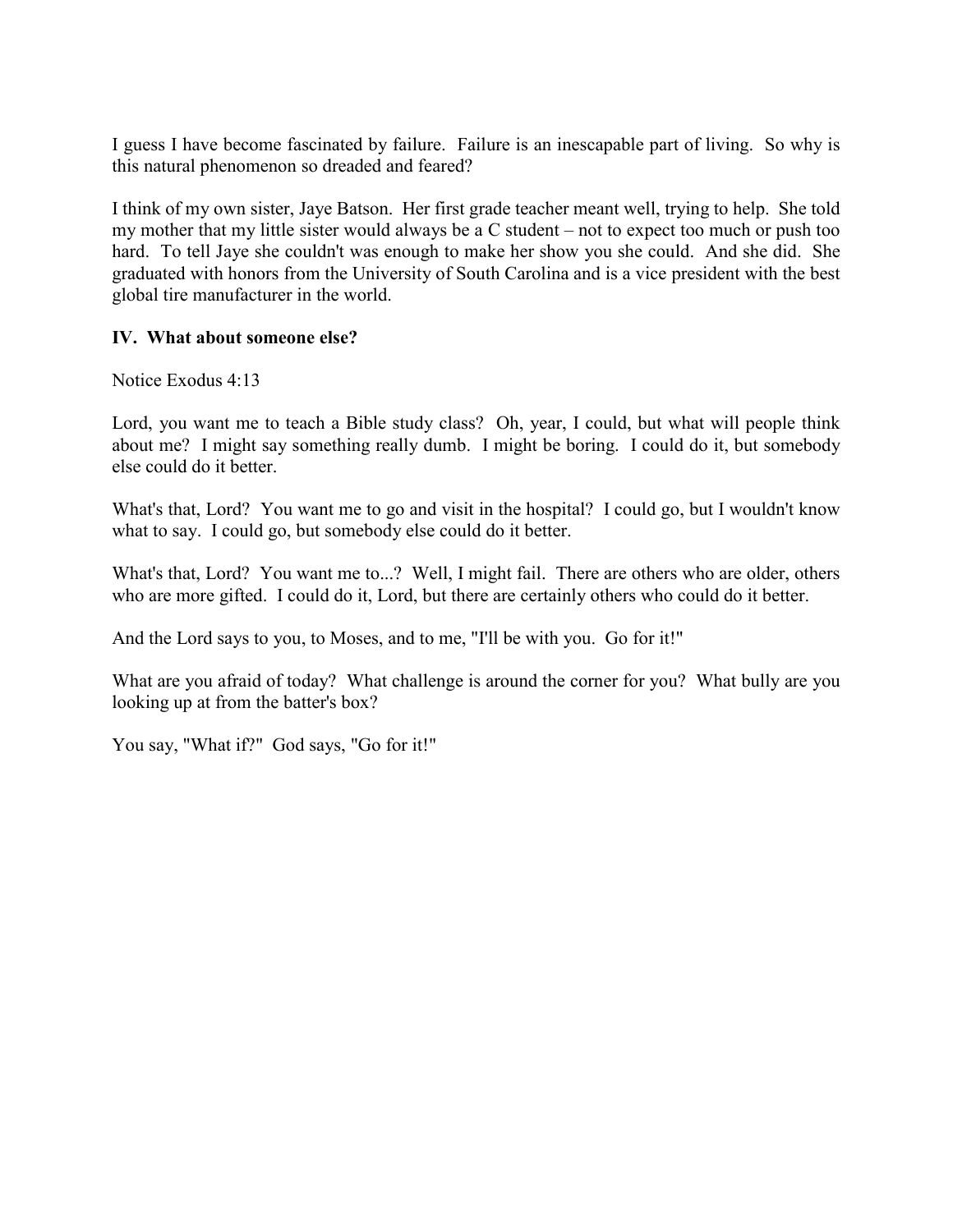I guess I have become fascinated by failure. Failure is an inescapable part of living. So why is this natural phenomenon so dreaded and feared?

I think of my own sister, Jaye Batson. Her first grade teacher meant well, trying to help. She told my mother that my little sister would always be a C student – not to expect too much or push too hard. To tell Jaye she couldn't was enough to make her show you she could. And she did. She graduated with honors from the University of South Carolina and is a vice president with the best global tire manufacturer in the world.

**IV. What about someone else?**

Notice Exodus 4:13

Lord, you want me to teach a Bible study class? Oh, year, I could, but what will people think about me? I might say something really dumb. I might be boring. I could do it, but somebody else could do it better.

What's that, Lord? You want me to go and visit in the hospital? I could go, but I wouldn't know what to say. I could go, but somebody else could do it better.

What's that, Lord? You want me to...? Well, I might fail. There are others who are older, others who are more gifted. I could do it, Lord, but there are certainly others who could do it better.

And the Lord says to you, to Moses, and to me, "I'll be with you. Go for it!"

What are you afraid of today? What challenge is around the corner for you? What bully are you looking up at from the batter's box?

You say, "What if?" God says, "Go for it!"